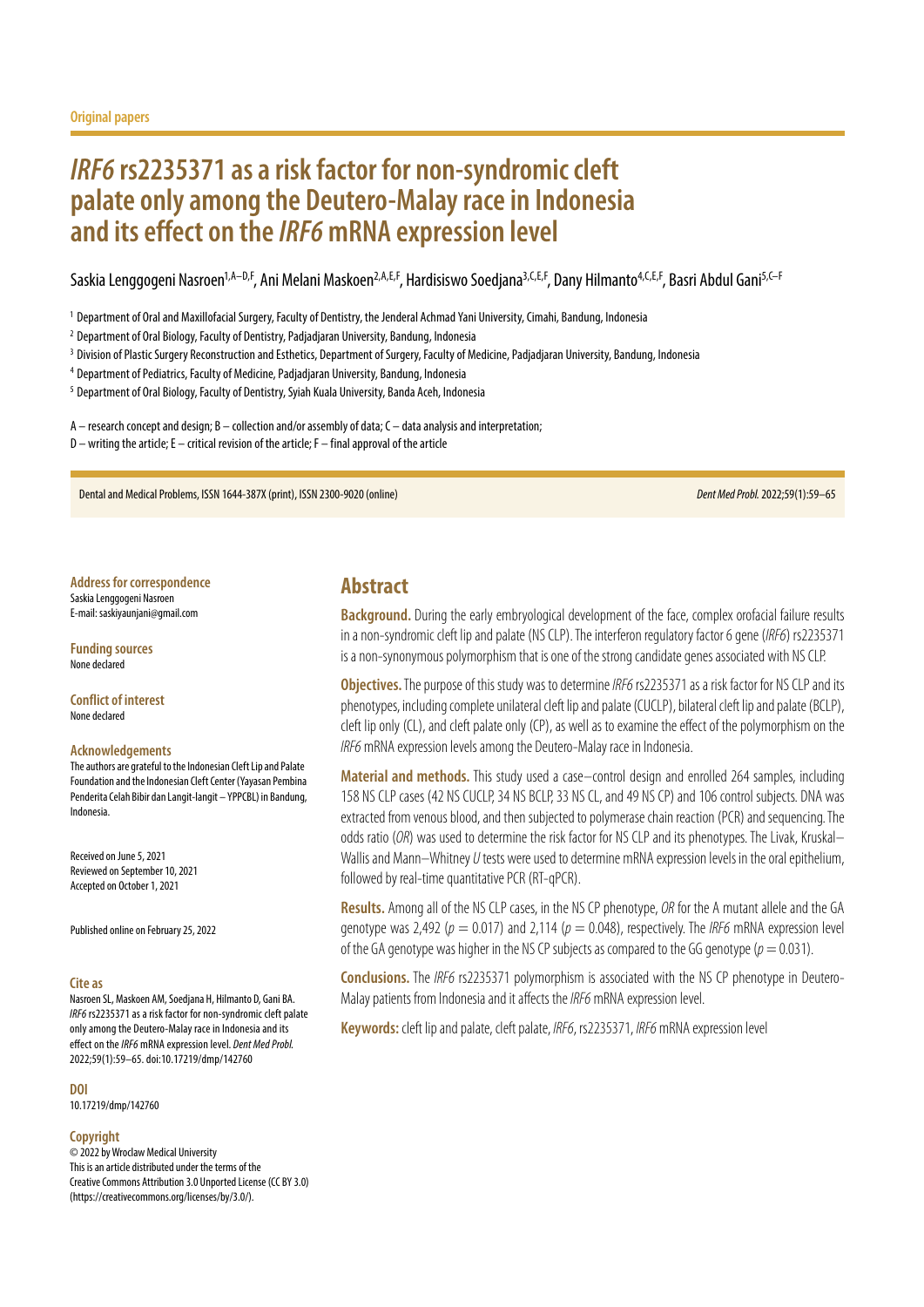Original papers

# *IRF6* rs2235371 as a risk factor for non-syndromic cleft palate only among the Deutero-Malay race in Indonesia and its effect on the *IRF6* mRNA expression level

Saskia Lenggogeni Nasroen[1,A–D,F], Ani Melani Maskoen[2,A,E,F], Hardisiswo Soedjana[3,C,E,F], Dany Hilmanto[4,C,E,F], Basri Abdul Gani[5,C–F]

[1] Department of Oral and Maxillofacial Surgery, Faculty of Dentistry, the Jenderal Achmad Yani University, Cimahi, Bandung, Indonesia

[2] Department of Oral Biology, Faculty of Dentistry, Padjadjaran University, Bandung, Indonesia

[3] Division of Plastic Surgery Reconstruction and Esthetics, Department of Surgery, Faculty of Medicine, Padjadjaran University, Bandung, Indonesia

[4] Department of Pediatrics, Faculty of Medicine, Padjadjaran University, Bandung, Indonesia

[5] Department of Oral Biology, Faculty of Dentistry, Syiah Kuala University, Banda Aceh, Indonesia

A – research concept and design; B – collection and/or assembly of data; C – data analysis and interpretation;
D – writing the article; E – critical revision of the article; F – final approval of the article

Dental and Medical Problems, ISSN 1644-387X (print), ISSN 2300-9020 (online) *Dent Med Probl.* 2022;59(1):59–65

**Address for correspondence**
Saskia Lenggogeni Nasroen
E-mail: saskiyaunjani@gmail.com

**Funding sources**
None declared

**Conflict of interest**
None declared

**Acknowledgements**
The authors are grateful to the Indonesian Cleft Lip and Palate Foundation and the Indonesian Cleft Center (Yayasan Pembina Penderita Celah Bibir dan Langit-langit – YPPCBL) in Bandung, Indonesia.

Received on June 5, 2021
Reviewed on September 10, 2021
Accepted on October 1, 2021

Published online on February 25, 2022

**Cite as**
Nasroen SL, Maskoen AM, Soedjana H, Hilmanto D, Gani BA. *IRF6* rs2235371 as a risk factor for non-syndromic cleft palate only among the Deutero-Malay race in Indonesia and its effect on the *IRF6* mRNA expression level. *Dent Med Probl.* 2022;59(1):59–65. doi:10.17219/dmp/142760

**DOI**
10.17219/dmp/142760

**Copyright**
© 2022 by Wroclaw Medical University
This is an article distributed under the terms of the Creative Commons Attribution 3.0 Unported License (CC BY 3.0) (https://creativecommons.org/licenses/by/3.0/).

## Abstract

**Background.** During the early embryological development of the face, complex orofacial failure results in a non-syndromic cleft lip and palate (NS CLP). The interferon regulatory factor 6 gene (*IRF6*) rs2235371 is a non-synonymous polymorphism that is one of the strong candidate genes associated with NS CLP.

**Objectives.** The purpose of this study was to determine *IRF6* rs2235371 as a risk factor for NS CLP and its phenotypes, including complete unilateral cleft lip and palate (CUCLP), bilateral cleft lip and palate (BCLP), cleft lip only (CL), and cleft palate only (CP), as well as to examine the effect of the polymorphism on the *IRF6* mRNA expression levels among the Deutero-Malay race in Indonesia.

**Material and methods.** This study used a case–control design and enrolled 264 samples, including 158 NS CLP cases (42 NS CUCLP, 34 NS BCLP, 33 NS CL, and 49 NS CP) and 106 control subjects. DNA was extracted from venous blood, and then subjected to polymerase chain reaction (PCR) and sequencing. The odds ratio (*OR*) was used to determine the risk factor for NS CLP and its phenotypes. The Livak, Kruskal–Wallis and Mann–Whitney *U* tests were used to determine mRNA expression levels in the oral epithelium, followed by real-time quantitative PCR (RT-qPCR).

**Results.** Among all of the NS CLP cases, in the NS CP phenotype, *OR* for the A mutant allele and the GA genotype was 2,492 ($p = 0.017$) and 2,114 ($p = 0.048$), respectively. The *IRF6* mRNA expression level of the GA genotype was higher in the NS CP subjects as compared to the GG genotype ($p = 0.031$).

**Conclusions.** The *IRF6* rs2235371 polymorphism is associated with the NS CP phenotype in Deutero-Malay patients from Indonesia and it affects the *IRF6* mRNA expression level.

**Keywords:** cleft lip and palate, cleft palate, *IRF6*, rs2235371, *IRF6* mRNA expression level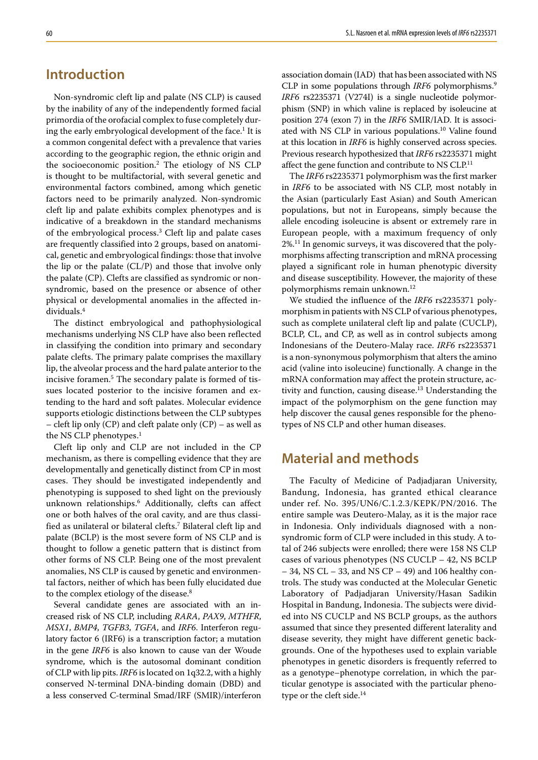## Introduction

Non-syndromic cleft lip and palate (NS CLP) is caused by the inability of any of the independently formed facial primordia of the orofacial complex to fuse completely during the early embryological development of the face.[1] It is a common congenital defect with a prevalence that varies according to the geographic region, the ethnic origin and the socioeconomic position.[2] The etiology of NS CLP is thought to be multifactorial, with several genetic and environmental factors combined, among which genetic factors need to be primarily analyzed. Non-syndromic cleft lip and palate exhibits complex phenotypes and is indicative of a breakdown in the standard mechanisms of the embryological process.[3] Cleft lip and palate cases are frequently classified into 2 groups, based on anatomical, genetic and embryological findings: those that involve the lip or the palate (CL/P) and those that involve only the palate (CP). Clefts are classified as syndromic or non-syndromic, based on the presence or absence of other physical or developmental anomalies in the affected individuals.[4]

The distinct embryological and pathophysiological mechanisms underlying NS CLP have also been reflected in classifying the condition into primary and secondary palate clefts. The primary palate comprises the maxillary lip, the alveolar process and the hard palate anterior to the incisive foramen.[5] The secondary palate is formed of tissues located posterior to the incisive foramen and extending to the hard and soft palates. Molecular evidence supports etiologic distinctions between the CLP subtypes – cleft lip only (CP) and cleft palate only (CP) – as well as the NS CLP phenotypes.[1]

Cleft lip only and CLP are not included in the CP mechanism, as there is compelling evidence that they are developmentally and genetically distinct from CP in most cases. They should be investigated independently and phenotyping is supposed to shed light on the previously unknown relationships.[6] Additionally, clefts can affect one or both halves of the oral cavity, and are thus classified as unilateral or bilateral clefts.[7] Bilateral cleft lip and palate (BCLP) is the most severe form of NS CLP and is thought to follow a genetic pattern that is distinct from other forms of NS CLP. Being one of the most prevalent anomalies, NS CLP is caused by genetic and environmental factors, neither of which has been fully elucidated due to the complex etiology of the disease.[8]

Several candidate genes are associated with an increased risk of NS CLP, including *RARA*, *PAX9*, *MTHFR*, *MSX1*, *BMP4*, *TGFB3*, *TGFA*, and *IRF6*. Interferon regulatory factor 6 (IRF6) is a transcription factor; a mutation in the gene *IRF6* is also known to cause van der Woude syndrome, which is the autosomal dominant condition of CLP with lip pits. *IRF6* is located on 1q32.2, with a highly conserved N-terminal DNA-binding domain (DBD) and a less conserved C-terminal Smad/IRF (SMIR)/interferon association domain (IAD) that has been associated with NS CLP in some populations through *IRF6* polymorphisms.[9] *IRF6* rs2235371 (V274I) is a single nucleotide polymorphism (SNP) in which valine is replaced by isoleucine at position 274 (exon 7) in the *IRF6* SMIR/IAD. It is associated with NS CLP in various populations.[10] Valine found at this location in *IRF6* is highly conserved across species. Previous research hypothesized that *IRF6* rs2235371 might affect the gene function and contribute to NS CLP.[11]

The *IRF6* rs2235371 polymorphism was the first marker in *IRF6* to be associated with NS CLP, most notably in the Asian (particularly East Asian) and South American populations, but not in Europeans, simply because the allele encoding isoleucine is absent or extremely rare in European people, with a maximum frequency of only 2%.[11] In genomic surveys, it was discovered that the polymorphisms affecting transcription and mRNA processing played a significant role in human phenotypic diversity and disease susceptibility. However, the majority of these polymorphisms remain unknown.[12]

We studied the influence of the *IRF6* rs2235371 polymorphism in patients with NS CLP of various phenotypes, such as complete unilateral cleft lip and palate (CUCLP), BCLP, CL, and CP, as well as in control subjects among Indonesians of the Deutero-Malay race. *IRF6* rs2235371 is a non-synonymous polymorphism that alters the amino acid (valine into isoleucine) functionally. A change in the mRNA conformation may affect the protein structure, activity and function, causing disease.[13] Understanding the impact of the polymorphism on the gene function may help discover the causal genes responsible for the phenotypes of NS CLP and other human diseases.

## Material and methods

The Faculty of Medicine of Padjadjaran University, Bandung, Indonesia, has granted ethical clearance under ref. No. 395/UN6/C.1.2.3/KEPK/PN/2016. The entire sample was Deutero-Malay, as it is the major race in Indonesia. Only individuals diagnosed with a non-syndromic form of CLP were included in this study. A total of 246 subjects were enrolled; there were 158 NS CLP cases of various phenotypes (NS CUCLP – 42, NS BCLP – 33, NS CL – 34, and NS CP – 49) and 106 healthy controls. The study was conducted at the Molecular Genetic Laboratory of Padjadjaran University/Hasan Sadikin Hospital in Bandung, Indonesia. The subjects were divided into NS CUCLP and NS BCLP groups, as the authors assumed that since they presented different laterality and disease severity, they might have different genetic backgrounds. One of the hypotheses used to explain variable phenotypes in genetic disorders is frequently referred to as a genotype–phenotype correlation, in which the particular genotype is associated with the particular phenotype or the cleft side.[14]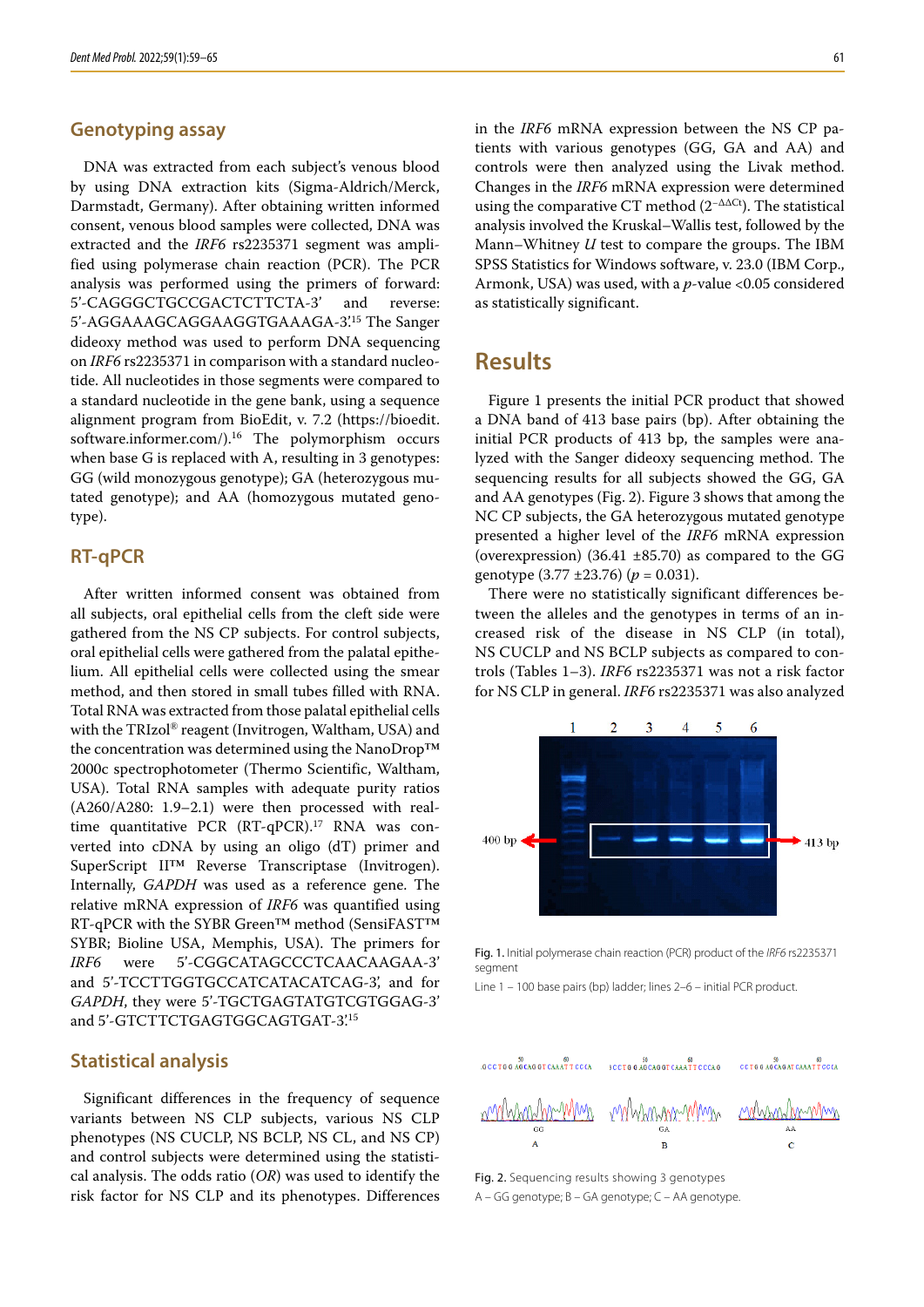## Genotyping assay

DNA was extracted from each subject's venous blood by using DNA extraction kits (Sigma-Aldrich/Merck, Darmstadt, Germany). After obtaining written informed consent, venous blood samples were collected, DNA was extracted and the *IRF6* rs2235371 segment was amplified using polymerase chain reaction (PCR). The PCR analysis was performed using the primers of forward: 5'-CAGGGCTGCCGACTCTTCTA-3' and reverse: 5'-AGGAAAGCAGGAAGGTGAAAGA-3'.[15] The Sanger dideoxy method was used to perform DNA sequencing on *IRF6* rs2235371 in comparison with a standard nucleotide. All nucleotides in those segments were compared to a standard nucleotide in the gene bank, using a sequence alignment program from BioEdit, v. 7.2 (https://bioedit.software.informer.com/).[16] The polymorphism occurs when base G is replaced with A, resulting in 3 genotypes: GG (wild monozygous genotype); GA (heterozygous mutated genotype); and AA (homozygous mutated genotype).

## RT-qPCR

After written informed consent was obtained from all subjects, oral epithelial cells from the cleft side were gathered from the NS CP subjects. For control subjects, oral epithelial cells were gathered from the palatal epithelium. All epithelial cells were collected using the smear method, and then stored in small tubes filled with RNA. Total RNA was extracted from those palatal epithelial cells with the TRIzol® reagent (Invitrogen, Waltham, USA) and the concentration was determined using the NanoDrop™ 2000c spectrophotometer (Thermo Scientific, Waltham, USA). Total RNA samples with adequate purity ratios (A260/A280: 1.9–2.1) were then processed with real-time quantitative PCR (RT-qPCR).[17] RNA was converted into cDNA by using an oligo (dT) primer and SuperScript II™ Reverse Transcriptase (Invitrogen). Internally, *GAPDH* was used as a reference gene. The relative mRNA expression of *IRF6* was quantified using RT-qPCR with the SYBR Green™ method (SensiFAST™ SYBR; Bioline USA, Memphis, USA). The primers for *IRF6* were 5'-CGGCATAGCCCTCAACAAGAA-3' and 5'-TCCTTGGTGCCATCATACATCAG-3', and for *GAPDH*, they were 5'-TGCTGAGTATGTCGTGGAG-3' and 5'-GTCTTCTGAGTGGCAGTGAT-3'.[15]

## Statistical analysis

Significant differences in the frequency of sequence variants between NS CLP subjects, various NS CLP phenotypes (NS CUCLP, NS BCLP, NS CL, and NS CP) and control subjects were determined using the statistical analysis. The odds ratio (*OR*) was used to identify the risk factor for NS CLP and its phenotypes. Differences in the *IRF6* mRNA expression between the NS CP patients with various genotypes (GG, GA and AA) and controls were then analyzed using the Livak method. Changes in the *IRF6* mRNA expression were determined using the comparative CT method ($2^{-\Delta\Delta C_T}$). The statistical analysis involved the Kruskal–Wallis test, followed by the Mann–Whitney *U* test to compare the groups. The IBM SPSS Statistics for Windows software, v. 23.0 (IBM Corp., Armonk, USA) was used, with a $p$-value <0.05 considered as statistically significant.

# Results

Figure 1 presents the initial PCR product that showed a DNA band of 413 base pairs (bp). After obtaining the initial PCR products of 413 bp, the samples were analyzed with the Sanger dideoxy sequencing method. The sequencing results for all subjects showed the GG, GA and AA genotypes (Fig. 2). Figure 3 shows that among the NC CP subjects, the GA heterozygous mutated genotype presented a higher level of the *IRF6* mRNA expression (overexpression) (36.41 ±85.70) as compared to the GG genotype (3.77 ±23.76) ($p = 0.031$).

There were no statistically significant differences between the alleles and the genotypes in terms of an increased risk of the disease in NS CLP (in total), NS CUCLP and NS BCLP subjects as compared to controls (Tables 1–3). *IRF6* rs2235371 was not a risk factor for NS CLP in general. *IRF6* rs2235371 was also analyzed

Fig. 1. Initial polymerase chain reaction (PCR) product of the *IRF6* rs2235371 segment

Line 1 – 100 base pairs (bp) ladder; lines 2–6 – initial PCR product.

Fig. 2. Sequencing results showing 3 genotypes

A – GG genotype; B – GA genotype; C – AA genotype.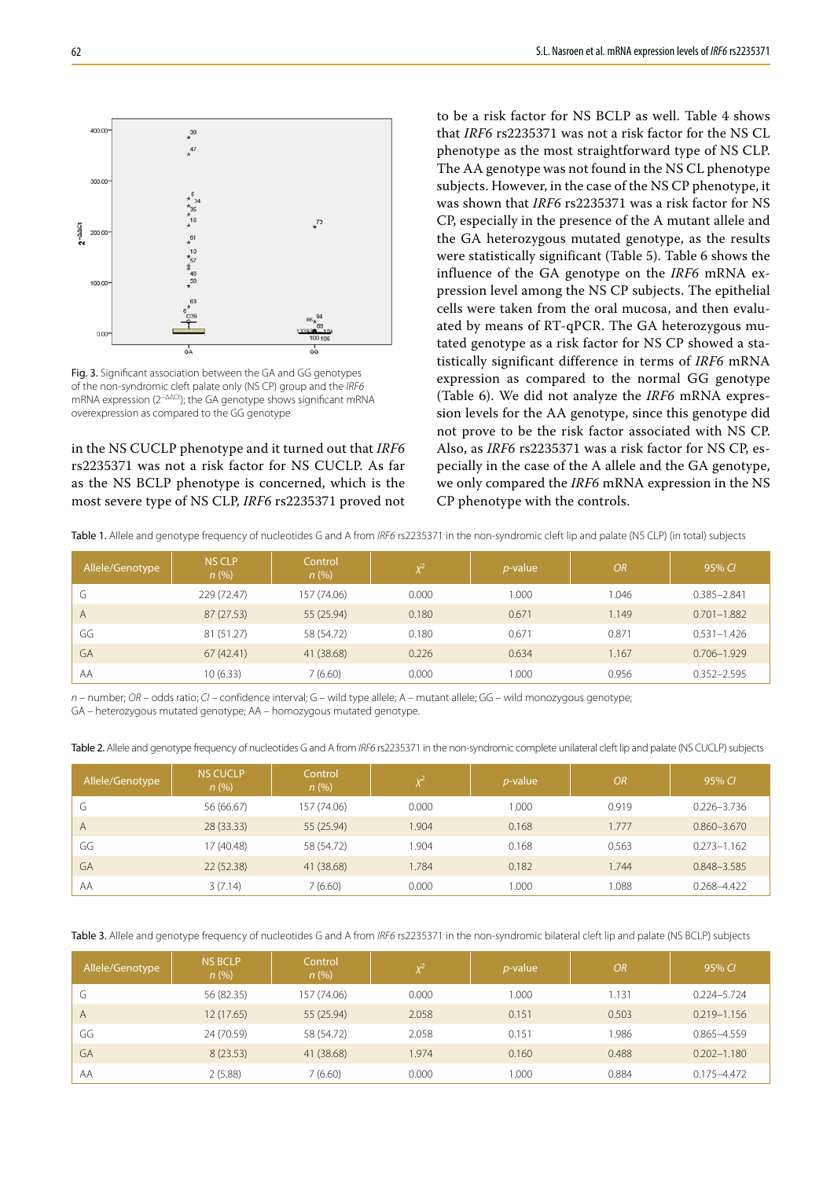Fig. 3. Significant association between the GA and GG genotypes of the non-syndromic cleft palate only (NS CP) group and the *IRF6* mRNA expression ($2^{-\Delta\Delta Ct}$); the GA genotype shows significant mRNA overexpression as compared to the GG genotype

in the NS CUCLP phenotype and it turned out that *IRF6* rs2235371 was not a risk factor for NS CUCLP. As far as the NS BCLP phenotype is concerned, which is the most severe type of NS CLP, *IRF6* rs2235371 proved not to be a risk factor for NS BCLP as well. Table 4 shows that *IRF6* rs2235371 was not a risk factor for the NS CL phenotype as the most straightforward type of NS CLP. The AA genotype was not found in the NS CL phenotype subjects. However, in the case of the NS CP phenotype, it was shown that *IRF6* rs2235371 was a risk factor for NS CP, especially in the presence of the A mutant allele and the GA heterozygous mutated genotype, as the results were statistically significant (Table 5). Table 6 shows the influence of the GA genotype on the *IRF6* mRNA expression level among the NS CP subjects. The epithelial cells were taken from the oral mucosa, and then evaluated by means of RT-qPCR. The GA heterozygous mutated genotype as a risk factor for NS CP showed a statistically significant difference in terms of *IRF6* mRNA expression as compared to the normal GG genotype (Table 6). We did not analyze the *IRF6* mRNA expression levels for the AA genotype, since this genotype did not prove to be the risk factor associated with NS CP. Also, as *IRF6* rs2235371 was a risk factor for NS CP, especially in the case of the A allele and the GA genotype, we only compared the *IRF6* mRNA expression in the NS CP phenotype with the controls.

Table 1. Allele and genotype frequency of nucleotides G and A from *IRF6* rs2235371 in the non-syndromic cleft lip and palate (NS CLP) (in total) subjects

| Allele/Genotype | NS CLP *n* (%) | Control *n* (%) | $\chi^2$ | *p*-value | *OR* | 95% *CI* |
|---|---|---|---|---|---|---|
| G | 229 (72.47) | 157 (74.06) | 0.000 | 1.000 | 1.046 | 0.385–2.841 |
| A | 87 (27.53) | 55 (25.94) | 0.180 | 0.671 | 1.149 | 0.701–1.882 |
| GG | 81 (51.27) | 58 (54.72) | 0.180 | 0.671 | 0.871 | 0.531–1.426 |
| GA | 67 (42.41) | 41 (38.68) | 0.226 | 0.634 | 1.167 | 0.706–1.929 |
| AA | 10 (6.33) | 7 (6.60) | 0.000 | 1.000 | 0.956 | 0.352–2.595 |

*n* – number; *OR* – odds ratio; *CI* – confidence interval; G – wild type allele; A – mutant allele; GG – wild monozygous genotype; GA – heterozygous mutated genotype; AA – homozygous mutated genotype.

Table 2. Allele and genotype frequency of nucleotides G and A from *IRF6* rs2235371 in the non-syndromic complete unilateral cleft lip and palate (NS CUCLP) subjects

| Allele/Genotype | NS CUCLP *n* (%) | Control *n* (%) | $\chi^2$ | *p*-value | *OR* | 95% *CI* |
|---|---|---|---|---|---|---|
| G | 56 (66.67) | 157 (74.06) | 0.000 | 1.000 | 0.919 | 0.226–3.736 |
| A | 28 (33.33) | 55 (25.94) | 1.904 | 0.168 | 1.777 | 0.860–3.670 |
| GG | 17 (40.48) | 58 (54.72) | 1.904 | 0.168 | 0.563 | 0.273–1.162 |
| GA | 22 (52.38) | 41 (38.68) | 1.784 | 0.182 | 1.744 | 0.848–3.585 |
| AA | 3 (7.14) | 7 (6.60) | 0.000 | 1.000 | 1.088 | 0.268–4.422 |

Table 3. Allele and genotype frequency of nucleotides G and A from *IRF6* rs2235371 in the non-syndromic bilateral cleft lip and palate (NS BCLP) subjects

| Allele/Genotype | NS BCLP *n* (%) | Control *n* (%) | $\chi^2$ | *p*-value | *OR* | 95% *CI* |
|---|---|---|---|---|---|---|
| G | 56 (82.35) | 157 (74.06) | 0.000 | 1.000 | 1.131 | 0.224–5.724 |
| A | 12 (17.65) | 55 (25.94) | 2.058 | 0.151 | 0.503 | 0.219–1.156 |
| GG | 24 (70.59) | 58 (54.72) | 2.058 | 0.151 | 1.986 | 0.865–4.559 |
| GA | 8 (23.53) | 41 (38.68) | 1.974 | 0.160 | 0.488 | 0.202–1.180 |
| AA | 2 (5.88) | 7 (6.60) | 0.000 | 1.000 | 0.884 | 0.175–4.472 |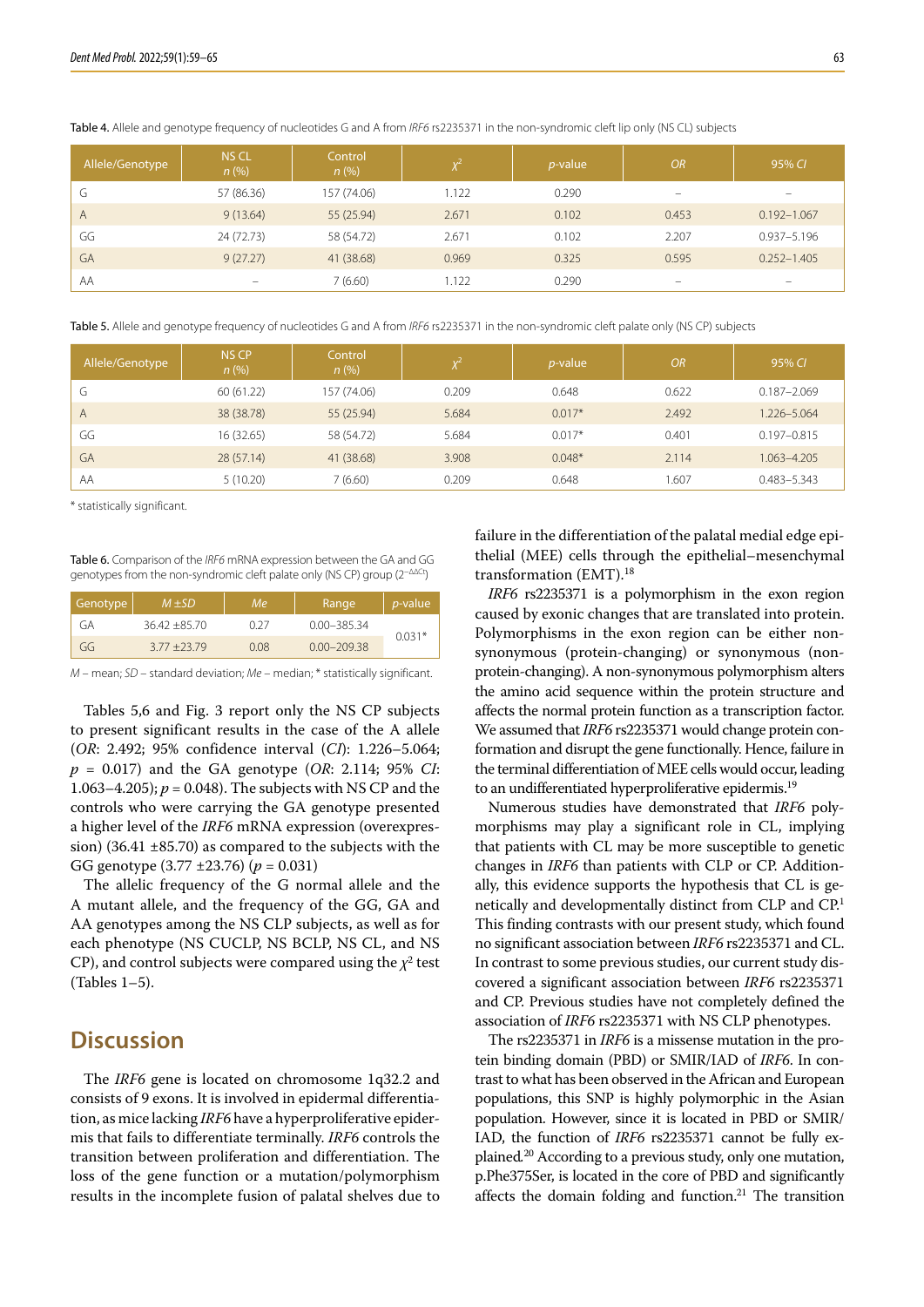Table 4. Allele and genotype frequency of nucleotides G and A from *IRF6* rs2235371 in the non-syndromic cleft lip only (NS CL) subjects

| Allele/Genotype | NS CL *n* (%) | Control *n* (%) | $\chi^2$ | *p*-value | *OR* | 95% *CI* |
|---|---|---|---|---|---|---|
| G | 57 (86.36) | 157 (74.06) | 1.122 | 0.290 | – | – |
| A | 9 (13.64) | 55 (25.94) | 2.671 | 0.102 | 0.453 | 0.192–1.067 |
| GG | 24 (72.73) | 58 (54.72) | 2.671 | 0.102 | 2.207 | 0.937–5.196 |
| GA | 9 (27.27) | 41 (38.68) | 0.969 | 0.325 | 0.595 | 0.252–1.405 |
| AA | – | 7 (6.60) | 1.122 | 0.290 | – | – |

Table 5. Allele and genotype frequency of nucleotides G and A from *IRF6* rs2235371 in the non-syndromic cleft palate only (NS CP) subjects

| Allele/Genotype | NS CP *n* (%) | Control *n* (%) | $\chi^2$ | *p*-value | *OR* | 95% *CI* |
|---|---|---|---|---|---|---|
| G | 60 (61.22) | 157 (74.06) | 0.209 | 0.648 | 0.622 | 0.187–2.069 |
| A | 38 (38.78) | 55 (25.94) | 5.684 | 0.017* | 2.492 | 1.226–5.064 |
| GG | 16 (32.65) | 58 (54.72) | 5.684 | 0.017* | 0.401 | 0.197–0.815 |
| GA | 28 (57.14) | 41 (38.68) | 3.908 | 0.048* | 2.114 | 1.063–4.205 |
| AA | 5 (10.20) | 7 (6.60) | 0.209 | 0.648 | 1.607 | 0.483–5.343 |

* statistically significant.

Table 6. Comparison of the *IRF6* mRNA expression between the GA and GG genotypes from the non-syndromic cleft palate only (NS CP) group ($2^{-\Delta\Delta Ct}$)

| Genotype | *M* ±*SD* | *Me* | Range | *p*-value |
|---|---|---|---|---|
| GA | 36.42 ±85.70 | 0.27 | 0.00–385.34 | 0.031* |
| GG | 3.77 ±23.79 | 0.08 | 0.00–209.38 | |

*M* – mean; *SD* – standard deviation; *Me* – median; * statistically significant.

Tables 5,6 and Fig. 3 report only the NS CP subjects to present significant results in the case of the A allele (*OR*: 2.492; 95% confidence interval (*CI*): 1.226–5.064; $p$ = 0.017) and the GA genotype (*OR*: 2.114; 95% *CI*: 1.063–4.205); $p$ = 0.048). The subjects with NS CP and the controls who were carrying the GA genotype presented a higher level of the *IRF6* mRNA expression (overexpression) (36.41 ±85.70) as compared to the subjects with the GG genotype (3.77 ±23.76) ($p$ = 0.031)

The allelic frequency of the G normal allele and the A mutant allele, and the frequency of the GG, GA and AA genotypes among the NS CLP subjects, as well as for each phenotype (NS CUCLP, NS BCLP, NS CL, and NS CP), and control subjects were compared using the $\chi^2$ test (Tables 1–5).

## Discussion

The *IRF6* gene is located on chromosome 1q32.2 and consists of 9 exons. It is involved in epidermal differentiation, as mice lacking *IRF6* have a hyperproliferative epidermis that fails to differentiate terminally. *IRF6* controls the transition between proliferation and differentiation. The loss of the gene function or a mutation/polymorphism results in the incomplete fusion of palatal shelves due to failure in the differentiation of the palatal medial edge epithelial (MEE) cells through the epithelial–mesenchymal transformation (EMT).[18]

*IRF6* rs2235371 is a polymorphism in the exon region caused by exonic changes that are translated into protein. Polymorphisms in the exon region can be either non-synonymous (protein-changing) or synonymous (non-protein-changing). A non-synonymous polymorphism alters the amino acid sequence within the protein structure and affects the normal protein function as a transcription factor. We assumed that *IRF6* rs2235371 would change protein conformation and disrupt the gene functionally. Hence, failure in the terminal differentiation of MEE cells would occur, leading to an undifferentiated hyperproliferative epidermis.[19]

Numerous studies have demonstrated that *IRF6* polymorphisms may play a significant role in CL, implying that patients with CL may be more susceptible to genetic changes in *IRF6* than patients with CLP or CP. Additionally, this evidence supports the hypothesis that CL is genetically and developmentally distinct from CLP and CP.[1] This finding contrasts with our present study, which found no significant association between *IRF6* rs2235371 and CL. In contrast to some previous studies, our current study discovered a significant association between *IRF6* rs2235371 and CP. Previous studies have not completely defined the association of *IRF6* rs2235371 with NS CLP phenotypes.

The rs2235371 in *IRF6* is a missense mutation in the protein binding domain (PBD) or SMIR/IAD of *IRF6*. In contrast to what has been observed in the African and European populations, this SNP is highly polymorphic in the Asian population. However, since it is located in PBD or SMIR/IAD, the function of *IRF6* rs2235371 cannot be fully explained.[20] According to a previous study, only one mutation, p.Phe375Ser, is located in the core of PBD and significantly affects the domain folding and function.[21] The transition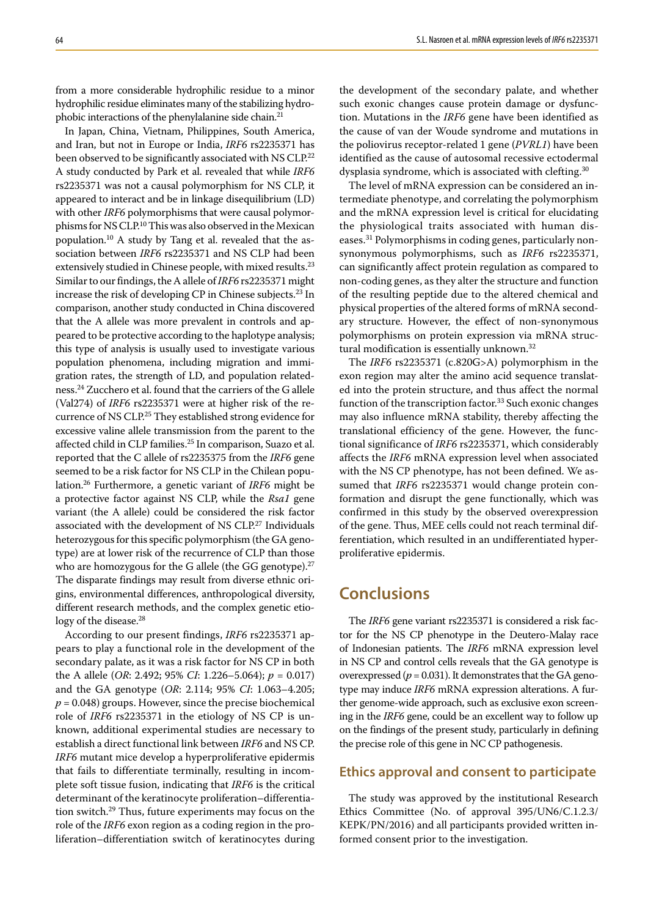from a more considerable hydrophilic residue to a minor hydrophilic residue eliminates many of the stabilizing hydrophobic interactions of the phenylalanine side chain.[21]

In Japan, China, Vietnam, Philippines, South America, and Iran, but not in Europe or India, *IRF6* rs2235371 has been observed to be significantly associated with NS CLP.[22] A study conducted by Park et al. revealed that while *IRF6* rs2235371 was not a causal polymorphism for NS CLP, it appeared to interact and be in linkage disequilibrium (LD) with other *IRF6* polymorphisms that were causal polymorphisms for NS CLP.[10] This was also observed in the Mexican population.[10] A study by Tang et al. revealed that the association between *IRF6* rs2235371 and NS CLP had been extensively studied in Chinese people, with mixed results.[23] Similar to our findings, the A allele of *IRF6* rs2235371 might increase the risk of developing CP in Chinese subjects.[23] In comparison, another study conducted in China discovered that the A allele was more prevalent in controls and appeared to be protective according to the haplotype analysis; this type of analysis is usually used to investigate various population phenomena, including migration and immigration rates, the strength of LD, and population relatedness.[24] Zucchero et al. found that the carriers of the G allele (Val274) of *IRF6* rs2235371 were at higher risk of the recurrence of NS CLP.[25] They established strong evidence for excessive valine allele transmission from the parent to the affected child in CLP families.[25] In comparison, Suazo et al. reported that the C allele of rs2235375 from the *IRF6* gene seemed to be a risk factor for NS CLP in the Chilean population.[26] Furthermore, a genetic variant of *IRF6* might be a protective factor against NS CLP, while the *Rsa1* gene variant (the A allele) could be considered the risk factor associated with the development of NS CLP.[27] Individuals heterozygous for this specific polymorphism (the GA genotype) are at lower risk of the recurrence of CLP than those who are homozygous for the G allele (the GG genotype).[27] The disparate findings may result from diverse ethnic origins, environmental differences, anthropological diversity, different research methods, and the complex genetic etiology of the disease.[28]

According to our present findings, *IRF6* rs2235371 appears to play a functional role in the development of the secondary palate, as it was a risk factor for NS CP in both the A allele (*OR*: 2.492; 95% *CI*: 1.226–5.064); $p = 0.017$) and the GA genotype (*OR*: 2.114; 95% *CI*: 1.063–4.205; $p = 0.048$) groups. However, since the precise biochemical role of *IRF6* rs2235371 in the etiology of NS CP is unknown, additional experimental studies are necessary to establish a direct functional link between *IRF6* and NS CP. *IRF6* mutant mice develop a hyperproliferative epidermis that fails to differentiate terminally, resulting in incomplete soft tissue fusion, indicating that *IRF6* is the critical determinant of the keratinocyte proliferation–differentiation switch.[29] Thus, future experiments may focus on the role of the *IRF6* exon region as a coding region in the proliferation–differentiation switch of keratinocytes during the development of the secondary palate, and whether such exonic changes cause protein damage or dysfunction. Mutations in the *IRF6* gene have been identified as the cause of van der Woude syndrome and mutations in the poliovirus receptor-related 1 gene (*PVRL1*) have been identified as the cause of autosomal recessive ectodermal dysplasia syndrome, which is associated with clefting.[30]

The level of mRNA expression can be considered an intermediate phenotype, and correlating the polymorphism and the mRNA expression level is critical for elucidating the physiological traits associated with human diseases.[31] Polymorphisms in coding genes, particularly non-synonymous polymorphisms, such as *IRF6* rs2235371, can significantly affect protein regulation as compared to non-coding genes, as they alter the structure and function of the resulting peptide due to the altered chemical and physical properties of the altered forms of mRNA secondary structure. However, the effect of non-synonymous polymorphisms on protein expression via mRNA structural modification is essentially unknown.[32]

The *IRF6* rs2235371 (c.820G>A) polymorphism in the exon region may alter the amino acid sequence translated into the protein structure, and thus affect the normal function of the transcription factor.[33] Such exonic changes may also influence mRNA stability, thereby affecting the translational efficiency of the gene. However, the functional significance of *IRF6* rs2235371, which considerably affects the *IRF6* mRNA expression level when associated with the NS CP phenotype, has not been defined. We assumed that *IRF6* rs2235371 would change protein conformation and disrupt the gene functionally, which was confirmed in this study by the observed overexpression of the gene. Thus, MEE cells could not reach terminal differentiation, which resulted in an undifferentiated hyperproliferative epidermis.

## Conclusions

The *IRF6* gene variant rs2235371 is considered a risk factor for the NS CP phenotype in the Deutero-Malay race of Indonesian patients. The *IRF6* mRNA expression level in NS CP and control cells reveals that the GA genotype is overexpressed ($p = 0.031$). It demonstrates that the GA genotype may induce *IRF6* mRNA expression alterations. A further genome-wide approach, such as exclusive exon screening in the *IRF6* gene, could be an excellent way to follow up on the findings of the present study, particularly in defining the precise role of this gene in NC CP pathogenesis.

### Ethics approval and consent to participate

The study was approved by the institutional Research Ethics Committee (No. of approval 395/UN6/C.1.2.3/KEPK/PN/2016) and all participants provided written informed consent prior to the investigation.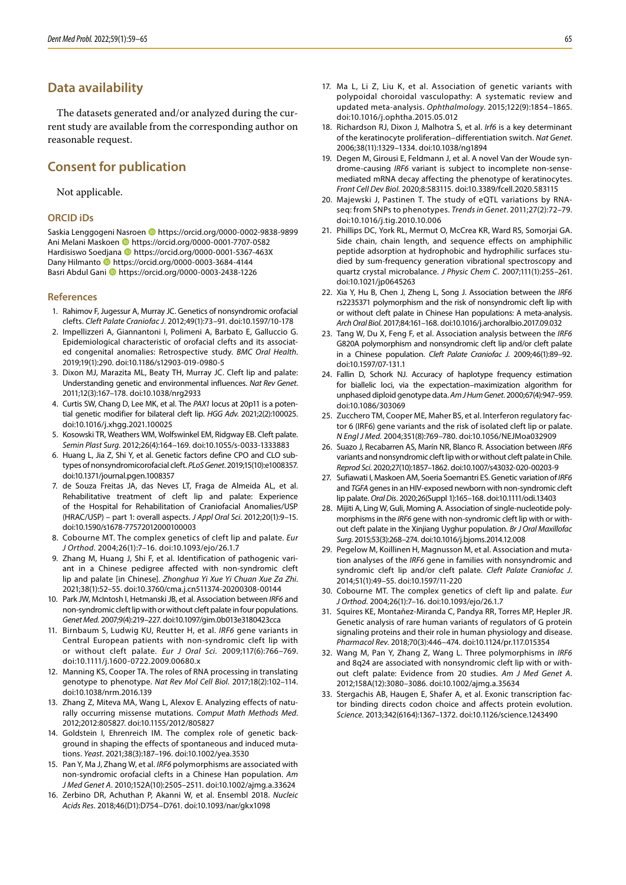## Data availability

The datasets generated and/or analyzed during the current study are available from the corresponding author on reasonable request.

## Consent for publication

Not applicable.

### ORCID iDs

Saskia Lenggogeni Nasroen https://orcid.org/0000-0002-9838-9899
Ani Melani Maskoen https://orcid.org/0000-0001-7707-0582
Hardisiswo Soedjana https://orcid.org/0000-0001-5367-463X
Dany Hilmanto https://orcid.org/0000-0003-3684-4144
Basri Abdul Gani https://orcid.org/0000-0003-2438-1226

### References

1. Rahimov F, Jugessur A, Murray JC. Genetics of nonsyndromic orofacial clefts. *Cleft Palate Craniofac J*. 2012;49(1):73–91. doi:10.1597/10-178
2. Impellizzeri A, Giannantoni I, Polimeni A, Barbato E, Galluccio G. Epidemiological characteristic of orofacial clefts and its associated congenital anomalies: Retrospective study. *BMC Oral Health*. 2019;19(1):290. doi:10.1186/s12903-019-0980-5
3. Dixon MJ, Marazita ML, Beaty TH, Murray JC. Cleft lip and palate: Understanding genetic and environmental influences. *Nat Rev Genet*. 2011;12(3):167–178. doi:10.1038/nrg2933
4. Curtis SW, Chang D, Lee MK, et al. The *PAX1* locus at 20p11 is a potential genetic modifier for bilateral cleft lip. *HGG Adv*. 2021;2(2):100025. doi:10.1016/j.xhgg.2021.100025
5. Kosowski TR, Weathers WM, Wolfswinkel EM, Ridgway EB. Cleft palate. *Semin Plast Surg*. 2012;26(4):164–169. doi:10.1055/s-0033-1333883
6. Huang L, Jia Z, Shi Y, et al. Genetic factors define CPO and CLO subtypes of nonsyndromicorofacial cleft. *PLoS Genet*. 2019;15(10):e1008357. doi:10.1371/journal.pgen.1008357
7. de Souza Freitas JA, das Neves LT, Fraga de Almeida AL, et al. Rehabilitative treatment of cleft lip and palate: Experience of the Hospital for Rehabilitation of Craniofacial Anomalies/USP (HRAC/USP) – part 1: overall aspects. *J Appl Oral Sci*. 2012;20(1):9–15. doi:10.1590/s1678-77572012000100003
8. Cobourne MT. The complex genetics of cleft lip and palate. *Eur J Orthod*. 2004;26(1):7–16. doi:10.1093/ejo/26.1.7
9. Zhang M, Huang J, Shi F, et al. Identification of pathogenic variant in a Chinese pedigree affected with non-syndromic cleft lip and palate [in Chinese]. *Zhonghua Yi Xue Yi Chuan Xue Za Zhi*. 2021;38(1):52–55. doi:10.3760/cma.j.cn511374-20200308-00144
10. Park JW, McIntosh I, Hetmanski JB, et al. Association between *IRF6* and non-syndromic cleft lip with or without cleft palate in four populations. *Genet Med*. 2007;9(4):219–227. doi:10.1097/gim.0b013e3180423cca
11. Birnbaum S, Ludwig KU, Reutter H, et al. *IRF6* gene variants in Central European patients with non-syndromic cleft lip with or without cleft palate. *Eur J Oral Sci*. 2009;117(6):766–769. doi:10.1111/j.1600-0722.2009.00680.x
12. Manning KS, Cooper TA. The roles of RNA processing in translating genotype to phenotype. *Nat Rev Mol Cell Biol*. 2017;18(2):102–114. doi:10.1038/nrm.2016.139
13. Zhang Z, Miteva MA, Wang L, Alexov E. Analyzing effects of naturally occurring missense mutations. *Comput Math Methods Med*. 2012;2012:805827. doi:10.1155/2012/805827
14. Goldstein I, Ehrenreich IM. The complex role of genetic background in shaping the effects of spontaneous and induced mutations. *Yeast*. 2021;38(3):187–196. doi:10.1002/yea.3530
15. Pan Y, Ma J, Zhang W, et al. *IRF6* polymorphisms are associated with non-syndromic orofacial clefts in a Chinese Han population. *Am J Med Genet A*. 2010;152A(10):2505–2511. doi:10.1002/ajmg.a.33624
16. Zerbino DR, Achuthan P, Akanni W, et al. Ensembl 2018. *Nucleic Acids Res*. 2018;46(D1):D754–D761. doi:10.1093/nar/gkx1098
17. Ma L, Li Z, Liu K, et al. Association of genetic variants with polypoidal choroidal vasculopathy: A systematic review and updated meta-analysis. *Ophthalmology*. 2015;122(9):1854–1865. doi:10.1016/j.ophtha.2015.05.012
18. Richardson RJ, Dixon J, Malhotra S, et al. *Irf6* is a key determinant of the keratinocyte proliferation–differentiation switch. *Nat Genet*. 2006;38(11):1329–1334. doi:10.1038/ng1894
19. Degen M, Girousi E, Feldmann J, et al. A novel Van der Woude syndrome-causing *IRF6* variant is subject to incomplete non-sense-mediated mRNA decay affecting the phenotype of keratinocytes. *Front Cell Dev Biol*. 2020;8:583115. doi:10.3389/fcell.2020.583115
20. Majewski J, Pastinen T. The study of eQTL variations by RNA-seq: from SNPs to phenotypes. *Trends in Genet*. 2011;27(2):72–79. doi:10.1016/j.tig.2010.10.006
21. Phillips DC, York RL, Mermut O, McCrea KR, Ward RS, Somorjai GA. Side chain, chain length, and sequence effects on amphiphilic peptide adsorption at hydrophobic and hydrophilic surfaces studied by sum-frequency generation vibrational spectroscopy and quartz crystal microbalance. *J Physic Chem C*. 2007;111(1):255–261. doi:10.1021/jp0645263
22. Xia Y, Hu B, Chen J, Zheng L, Song J. Association between the *IRF6* rs2235371 polymorphism and the risk of nonsyndromic cleft lip with or without cleft palate in Chinese Han populations: A meta-analysis. *Arch Oral Biol*. 2017;84:161–168. doi:10.1016/j.archoralbio.2017.09.032
23. Tang W, Du X, Feng F, et al. Association analysis between the *IRF6* G820A polymorphism and nonsyndromic cleft lip and/or cleft palate in a Chinese population. *Cleft Palate Craniofac J*. 2009;46(1):89–92. doi:10.1597/07-131.1
24. Fallin D, Schork NJ. Accuracy of haplotype frequency estimation for biallelic loci, via the expectation–maximization algorithm for unphased diploid genotype data. *Am J Hum Genet*. 2000;67(4):947–959. doi:10.1086/303069
25. Zucchero TM, Cooper ME, Maher BS, et al. Interferon regulatory factor 6 (IRF6) gene variants and the risk of isolated cleft lip or palate. *N Engl J Med*. 2004;351(8):769–780. doi:10.1056/NEJMoa032909
26. Suazo J, Recabarren AS, Marín NR, Blanco R. Association between *IRF6* variants and nonsyndromic cleft lip with or without cleft palate in Chile. *Reprod Sci*. 2020;27(10):1857–1862. doi:10.1007/s43032-020-00203-9
27. Sufiawati I, Maskoen AM, Soeria Soemantri ES. Genetic variation of *IRF6* and *TGFA* genes in an HIV-exposed newborn with non-syndromic cleft lip palate. *Oral Dis*. 2020;26(Suppl 1):165–168. doi:10.1111/odi.13403
28. Mijiti A, Ling W, Guli, Moming A. Association of single-nucleotide polymorphisms in the *IRF6* gene with non-syndromic cleft lip with or without cleft palate in the Xinjiang Uyghur population. *Br J Oral Maxillofac Surg*. 2015;53(3):268–274. doi:10.1016/j.bjoms.2014.12.008
29. Pegelow M, Koillinen H, Magnusson M, et al. Association and mutation analyses of the *IRF6* gene in families with nonsyndromic and syndromic cleft lip and/or cleft palate. *Cleft Palate Craniofac J*. 2014;51(1):49–55. doi:10.1597/11-220
30. Cobourne MT. The complex genetics of cleft lip and palate. *Eur J Orthod*. 2004;26(1):7–16. doi:10.1093/ejo/26.1.7
31. Squires KE, Montañez-Miranda C, Pandya RR, Torres MP, Hepler JR. Genetic analysis of rare human variants of regulators of G protein signaling proteins and their role in human physiology and disease. *Pharmacol Rev*. 2018;70(3):446–474. doi:10.1124/pr.117.015354
32. Wang M, Pan Y, Zhang Z, Wang L. Three polymorphisms in *IRF6* and 8q24 are associated with nonsyndromic cleft lip with or without cleft palate: Evidence from 20 studies. *Am J Med Genet A*. 2012;158A(12):3080–3086. doi:10.1002/ajmg.a.35634
33. Stergachis AB, Haugen E, Shafer A, et al. Exonic transcription factor binding directs codon choice and affects protein evolution. *Science*. 2013;342(6164):1367–1372. doi:10.1126/science.1243490